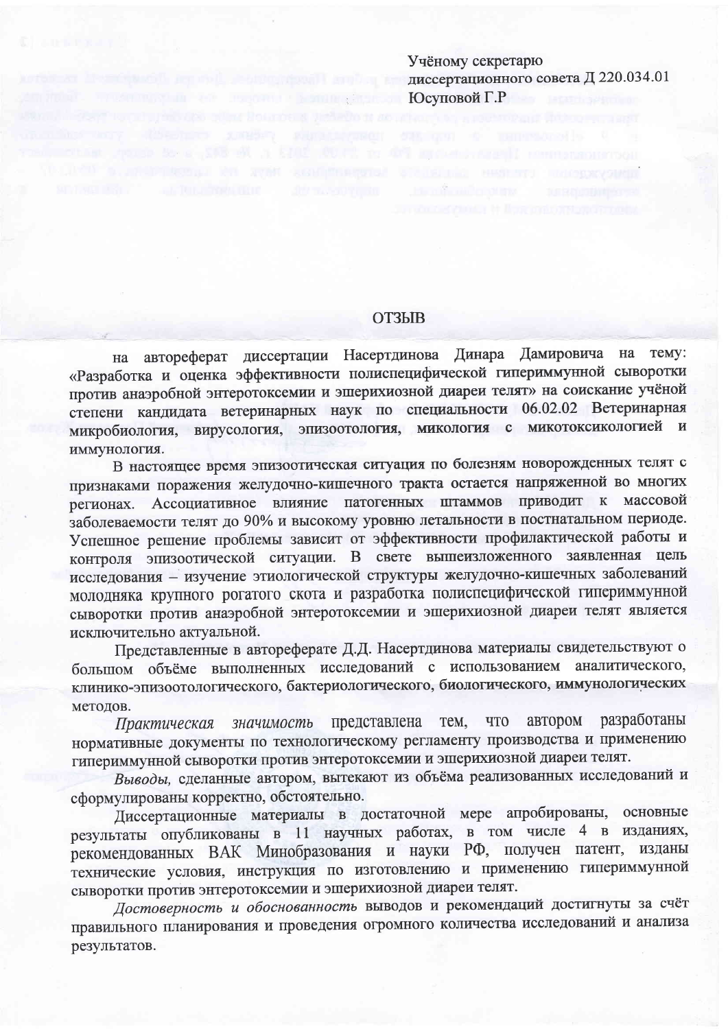Учёному секретарю
диссертационного совета Д 220.034.01
Юсуповой Г.Р

# ОТЗЫВ

на автореферат диссертации Насертдинова Динара Дамировича на тему: «Разработка и оценка эффективности полиспецифической гипериммунной сыворотки против анаэробной энтеротоксемии и эшерихиозной диареи телят» на соискание учёной степени кандидата ветеринарных наук по специальности 06.02.02 Ветеринарная микробиология, вирусология, эпизоотология, микология с микотоксикологией и иммунология.

В настоящее время эпизоотическая ситуация по болезням новорожденных телят с признаками поражения желудочно-кишечного тракта остается напряженной во многих регионах. Ассоциативное влияние патогенных штаммов приводит к массовой заболеваемости телят до 90% и высокому уровню летальности в постнатальном периоде. Успешное решение проблемы зависит от эффективности профилактической работы и контроля эпизоотической ситуации. В свете вышеизложенного заявленная цель исследования – изучение этиологической структуры желудочно-кишечных заболеваний молодняка крупного рогатого скота и разработка полиспецифической гипериммунной сыворотки против анаэробной энтеротоксемии и эшерихиозной диареи телят является исключительно актуальной.

Представленные в автореферате Д.Д. Насертдинова материалы свидетельствуют о большом объёме выполненных исследований с использованием аналитического, клинико-эпизоотологического, бактериологического, биологического, иммунологических методов.

*Практическая значимость* представлена тем, что автором разработаны нормативные документы по технологическому регламенту производства и применению гипериммунной сыворотки против энтеротоксемии и эшерихиозной диареи телят.

*Выводы,* сделанные автором, вытекают из объёма реализованных исследований и сформулированы корректно, обстоятельно.

Диссертационные материалы в достаточной мере апробированы, основные результаты опубликованы в 11 научных работах, в том числе 4 в изданиях, рекомендованных ВАК Минобразования и науки РФ, получен патент, изданы технические условия, инструкция по изготовлению и применению гипериммунной сыворотки против энтеротоксемии и эшерихиозной диареи телят.

*Достоверность и обоснованность* выводов и рекомендаций достигнуты за счёт правильного планирования и проведения огромного количества исследований и анализа результатов.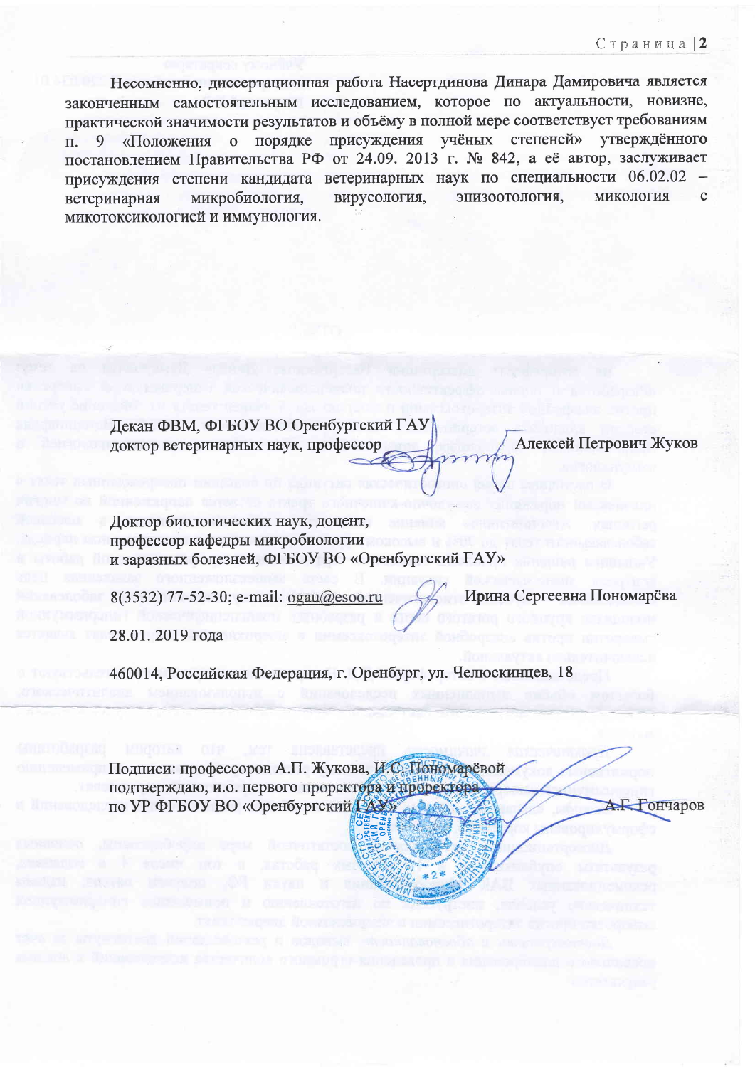Несомненно, диссертационная работа Насертдинова Динара Дамировича является законченным самостоятельным исследованием, которое по актуальности, новизне, практической значимости результатов и объёму в полной мере соответствует требованиям п. 9 «Положения о порядке присуждения учёных степеней» утверждённого постановлением Правительства РФ от 24.09. 2013 г. № 842, а её автор, заслуживает присуждения степени кандидата ветеринарных наук по специальности 06.02.02 – ветеринарная микробиология, вирусология, эпизоотология, микология с микотоксикологией и иммунология.

Декан ФВМ, ФГБОУ ВО Оренбургский ГАУ
доктор ветеринарных наук, профессор Алексей Петрович Жуков

Доктор биологических наук, доцент,
профессор кафедры микробиологии
и заразных болезней, ФГБОУ ВО «Оренбургский ГАУ»
8(3532) 77-52-30; e-mail: ogau@esoo.ru Ирина Сергеевна Пономарёва

28.01.2019 года

460014, Российская Федерация, г. Оренбург, ул. Челюскинцев, 18

Подписи: профессоров А.П. Жукова, И.С. Пономарёвой
подтверждаю, и.о. первого проректора и проректора
по УР ФГБОУ ВО «Оренбургский ГАУ» А.Г. Гончаров